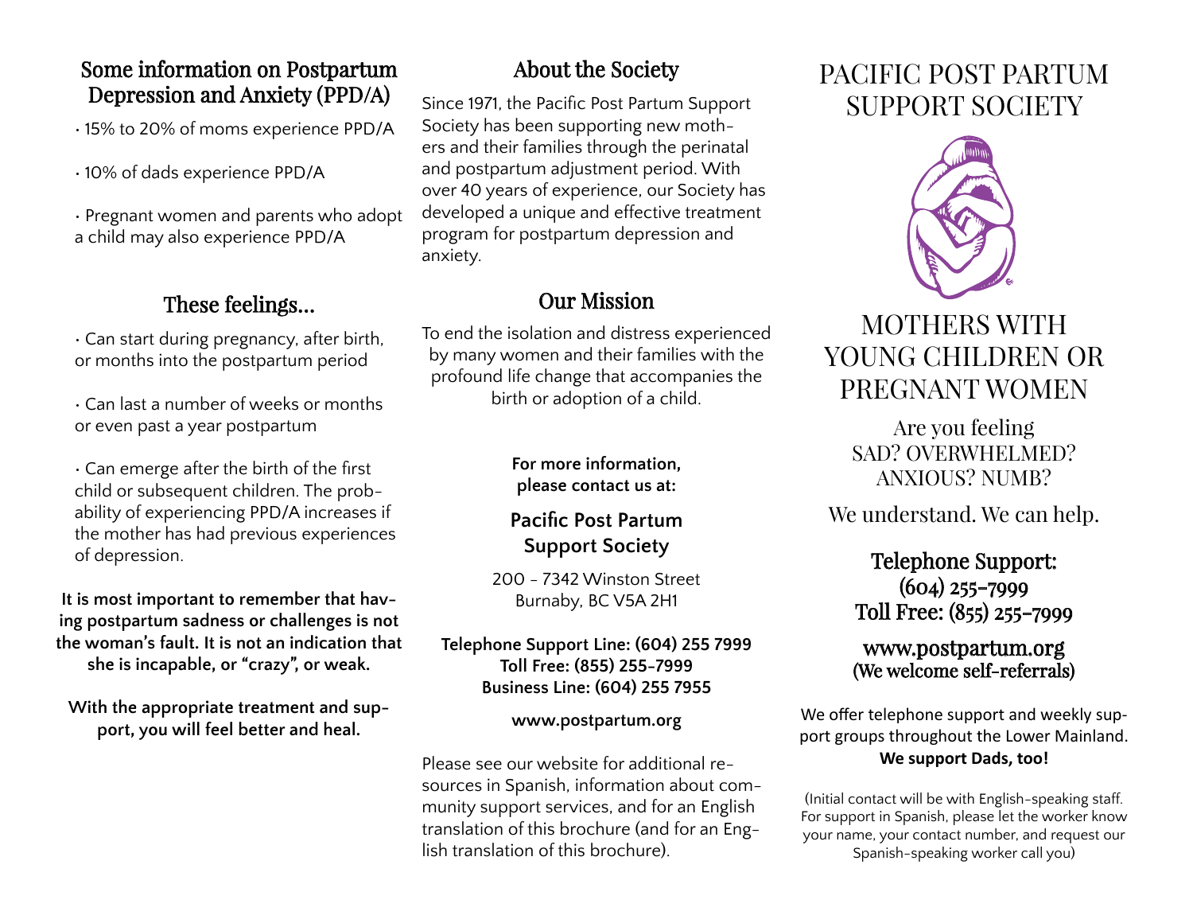## Some information on Postpartum Depression and Anxiety (PPD/A)

- 15% to 20% of moms experience PPD/A
- 10% of dads experience PPD/A
- Pregnant women and parents who adopt a child may also experience PPD/A

## These feelings...

- Can start during pregnancy, after birth, or months into the postpartum period
- Can last a number of weeks or months or even past a year postpartum
- Can emerge after the birth of the first child or subsequent children. The probability of experiencing PPD/A increases if the mother has had previous experiences of depression.

**It is most important to remember that having postpartum sadness or challenges is not the woman's fault. It is not an indication that she is incapable, or "crazy", or weak.**

**With the appropriate treatment and support, you will feel better and heal.**

## About the Society

Since 1971, the Pacific Post Partum Support Society has been supporting new mothers and their families through the perinatal and postpartum adjustment period. With over 40 years of experience, our Society has developed a unique and effective treatment program for postpartum depression and anxiety.

## Our Mission

To end the isolation and distress experienced by many women and their families with the profound life change that accompanies the birth or adoption of a child.

**For more information, please contact us at:**

**Pacific Post Partum Support Society**

200 - 7342 Winston Street
Burnaby, BC V5A 2H1

**Telephone Support Line: (604) 255 7999**
**Toll Free: (855) 255-7999**
**Business Line: (604) 255 7955**

**www.postpartum.org**

Please see our website for additional resources in Spanish, information about community support services, and for an English translation of this brochure (and for an English translation of this brochure).

# PACIFIC POST PARTUM SUPPORT SOCIETY

## MOTHERS WITH YOUNG CHILDREN OR PREGNANT WOMEN

Are you feeling
SAD? OVERWHELMED?
ANXIOUS? NUMB?

We understand. We can help.

Telephone Support:
(604) 255-7999
Toll Free: (855) 255-7999

www.postpartum.org
(We welcome self-referrals)

We offer telephone support and weekly support groups throughout the Lower Mainland.
**We support Dads, too!**

(Initial contact will be with English-speaking staff. For support in Spanish, please let the worker know your name, your contact number, and request our Spanish-speaking worker call you)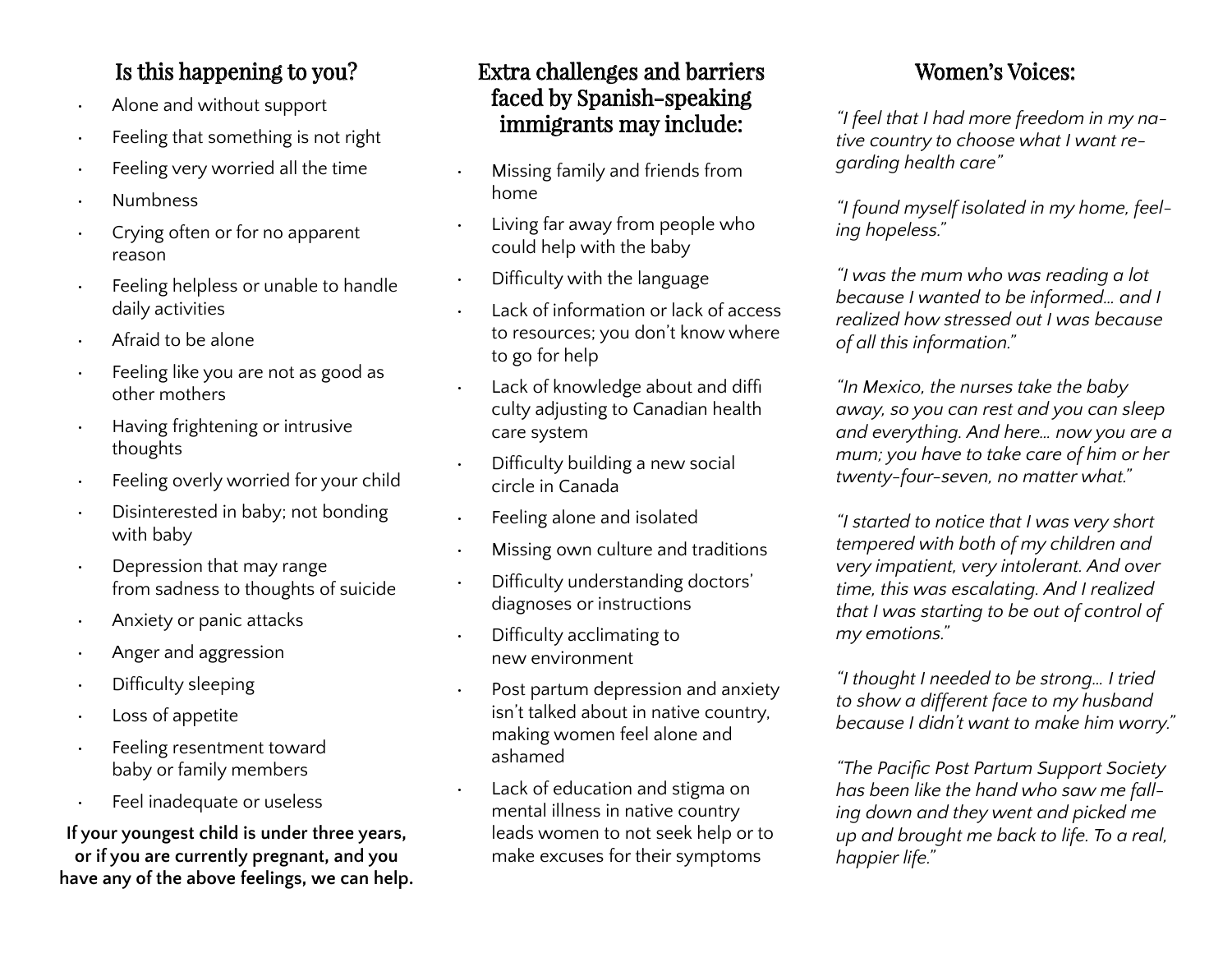## Is this happening to you?

- Alone and without support
- Feeling that something is not right
- Feeling very worried all the time
- Numbness
- Crying often or for no apparent reason
- Feeling helpless or unable to handle daily activities
- Afraid to be alone
- Feeling like you are not as good as other mothers
- Having frightening or intrusive thoughts
- Feeling overly worried for your child
- Disinterested in baby; not bonding with baby
- Depression that may range from sadness to thoughts of suicide
- Anxiety or panic attacks
- Anger and aggression
- Difficulty sleeping
- Loss of appetite
- Feeling resentment toward baby or family members
- Feel inadequate or useless

**If your youngest child is under three years, or if you are currently pregnant, and you have any of the above feelings, we can help.**

## Extra challenges and barriers faced by Spanish-speaking immigrants may include:

- Missing family and friends from home
- Living far away from people who could help with the baby
- Difficulty with the language
- Lack of information or lack of access to resources; you don't know where to go for help
- Lack of knowledge about and difficulty adjusting to Canadian health care system
- Difficulty building a new social circle in Canada
- Feeling alone and isolated
- Missing own culture and traditions
- Difficulty understanding doctors' diagnoses or instructions
- Difficulty acclimating to new environment
- Post partum depression and anxiety isn't talked about in native country, making women feel alone and ashamed
- Lack of education and stigma on mental illness in native country leads women to not seek help or to make excuses for their symptoms

## Women's Voices:

*"I feel that I had more freedom in my native country to choose what I want regarding health care"*

*"I found myself isolated in my home, feeling hopeless."*

*"I was the mum who was reading a lot because I wanted to be informed… and I realized how stressed out I was because of all this information."*

*"In Mexico, the nurses take the baby away, so you can rest and you can sleep and everything. And here… now you are a mum; you have to take care of him or her twenty-four-seven, no matter what."*

*"I started to notice that I was very short tempered with both of my children and very impatient, very intolerant. And over time, this was escalating. And I realized that I was starting to be out of control of my emotions."*

*"I thought I needed to be strong… I tried to show a different face to my husband because I didn't want to make him worry."*

*"The Pacific Post Partum Support Society has been like the hand who saw me falling down and they went and picked me up and brought me back to life. To a real, happier life."*